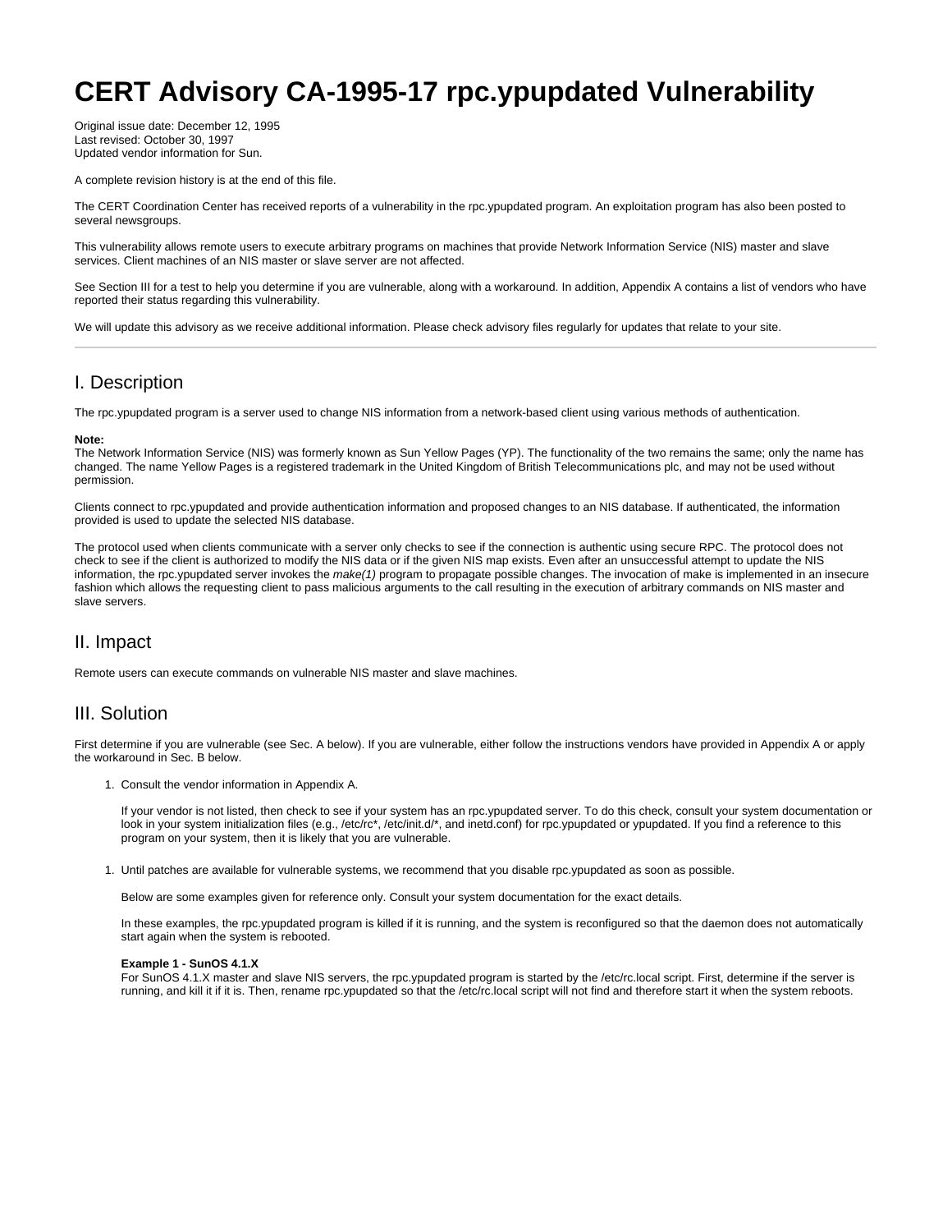# CERT Advisory CA-1995-17 rpc.ypupdated Vulnerability

Original issue date: December 12, 1995
Last revised: October 30, 1997
Updated vendor information for Sun.

A complete revision history is at the end of this file.

The CERT Coordination Center has received reports of a vulnerability in the rpc.ypupdated program. An exploitation program has also been posted to several newsgroups.

This vulnerability allows remote users to execute arbitrary programs on machines that provide Network Information Service (NIS) master and slave services. Client machines of an NIS master or slave server are not affected.

See Section III for a test to help you determine if you are vulnerable, along with a workaround. In addition, Appendix A contains a list of vendors who have reported their status regarding this vulnerability.

We will update this advisory as we receive additional information. Please check advisory files regularly for updates that relate to your site.

---

## I. Description

The rpc.ypupdated program is a server used to change NIS information from a network-based client using various methods of authentication.

**Note:**
The Network Information Service (NIS) was formerly known as Sun Yellow Pages (YP). The functionality of the two remains the same; only the name has changed. The name Yellow Pages is a registered trademark in the United Kingdom of British Telecommunications plc, and may not be used without permission.

Clients connect to rpc.ypupdated and provide authentication information and proposed changes to an NIS database. If authenticated, the information provided is used to update the selected NIS database.

The protocol used when clients communicate with a server only checks to see if the connection is authentic using secure RPC. The protocol does not check to see if the client is authorized to modify the NIS data or if the given NIS map exists. Even after an unsuccessful attempt to update the NIS information, the rpc.ypupdated server invokes the *make(1)* program to propagate possible changes. The invocation of make is implemented in an insecure fashion which allows the requesting client to pass malicious arguments to the call resulting in the execution of arbitrary commands on NIS master and slave servers.

## II. Impact

Remote users can execute commands on vulnerable NIS master and slave machines.

## III. Solution

First determine if you are vulnerable (see Sec. A below). If you are vulnerable, either follow the instructions vendors have provided in Appendix A or apply the workaround in Sec. B below.

1. Consult the vendor information in Appendix A.

   If your vendor is not listed, then check to see if your system has an rpc.ypupdated server. To do this check, consult your system documentation or look in your system initialization files (e.g., /etc/rc*, /etc/init.d/*, and inetd.conf) for rpc.ypupdated or ypupdated. If you find a reference to this program on your system, then it is likely that you are vulnerable.

1. Until patches are available for vulnerable systems, we recommend that you disable rpc.ypupdated as soon as possible.

   Below are some examples given for reference only. Consult your system documentation for the exact details.

   In these examples, the rpc.ypupdated program is killed if it is running, and the system is reconfigured so that the daemon does not automatically start again when the system is rebooted.

   **Example 1 - SunOS 4.1.X**
   For SunOS 4.1.X master and slave NIS servers, the rpc.ypupdated program is started by the /etc/rc.local script. First, determine if the server is running, and kill it if it is. Then, rename rpc.ypupdated so that the /etc/rc.local script will not find and therefore start it when the system reboots.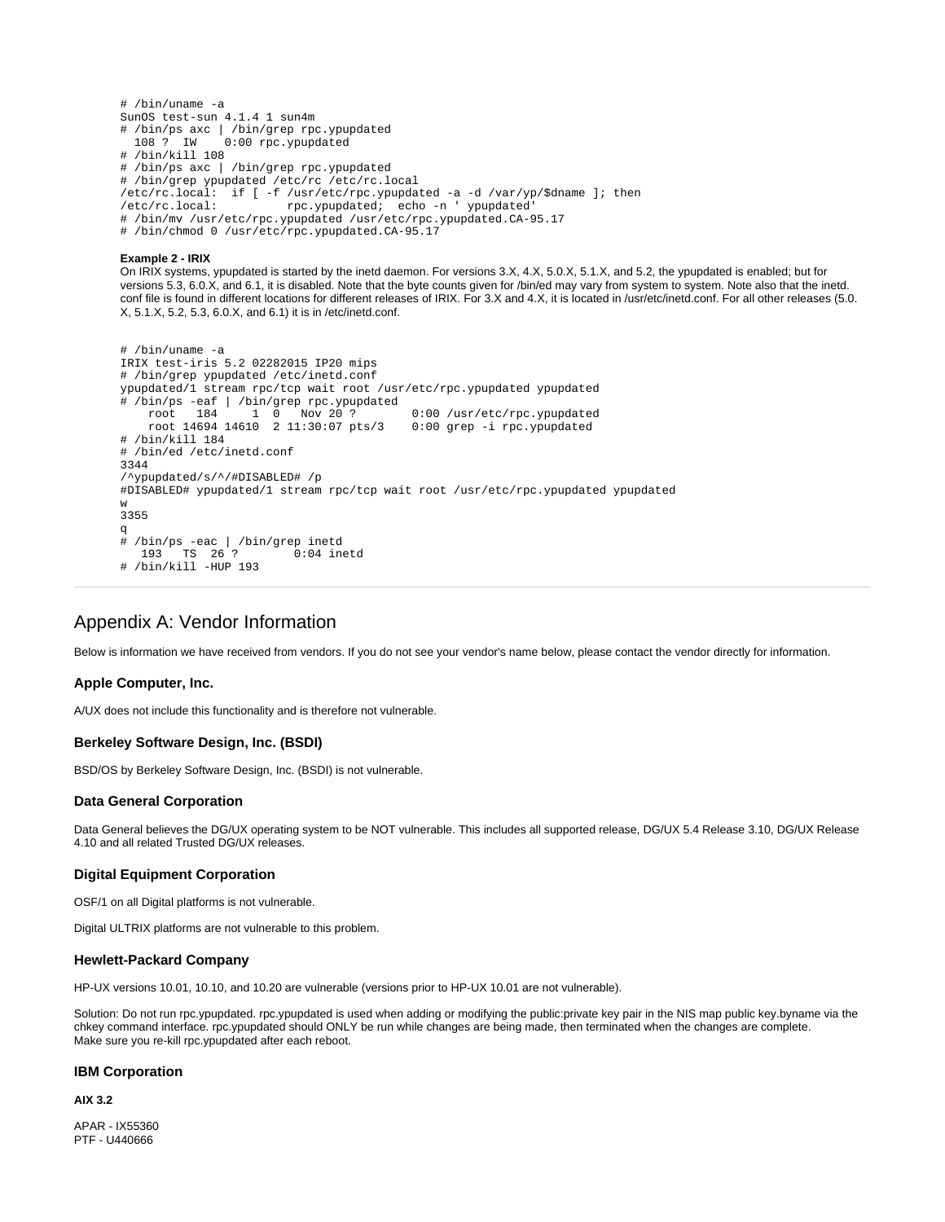```
# /bin/uname -a
SunOS test-sun 4.1.4 1 sun4m
# /bin/ps axc | /bin/grep rpc.ypupdated
  108 ?  IW    0:00 rpc.ypupdated
# /bin/kill 108
# /bin/ps axc | /bin/grep rpc.ypupdated
# /bin/grep ypupdated /etc/rc /etc/rc.local
/etc/rc.local:  if [ -f /usr/etc/rpc.ypupdated -a -d /var/yp/$dname ]; then
/etc/rc.local:          rpc.ypupdated;  echo -n ' ypupdated'
# /bin/mv /usr/etc/rpc.ypupdated /usr/etc/rpc.ypupdated.CA-95.17
# /bin/chmod 0 /usr/etc/rpc.ypupdated.CA-95.17
```

**Example 2 - IRIX**

On IRIX systems, ypupdated is started by the inetd daemon. For versions 3.X, 4.X, 5.0.X, 5.1.X, and 5.2, the ypupdated is enabled; but for versions 5.3, 6.0.X, and 6.1, it is disabled. Note that the byte counts given for /bin/ed may vary from system to system. Note also that the inetd.conf file is found in different locations for different releases of IRIX. For 3.X and 4.X, it is located in /usr/etc/inetd.conf. For all other releases (5.0.X, 5.1.X, 5.2, 5.3, 6.0.X, and 6.1) it is in /etc/inetd.conf.

```
# /bin/uname -a
IRIX test-iris 5.2 02282015 IP20 mips
# /bin/grep ypupdated /etc/inetd.conf
ypupdated/1 stream rpc/tcp wait root /usr/etc/rpc.ypupdated ypupdated
# /bin/ps -eaf | /bin/grep rpc.ypupdated
    root   184     1  0   Nov 20 ?        0:00 /usr/etc/rpc.ypupdated
    root 14694 14610  2 11:30:07 pts/3    0:00 grep -i rpc.ypupdated
# /bin/kill 184
# /bin/ed /etc/inetd.conf
3344
/^ypupdated/s/^/#DISABLED# /p
#DISABLED# ypupdated/1 stream rpc/tcp wait root /usr/etc/rpc.ypupdated ypupdated
w
3355
q
# /bin/ps -eac | /bin/grep inetd
   193   TS  26 ?        0:04 inetd
# /bin/kill -HUP 193
```

## Appendix A: Vendor Information

Below is information we have received from vendors. If you do not see your vendor's name below, please contact the vendor directly for information.

### Apple Computer, Inc.

A/UX does not include this functionality and is therefore not vulnerable.

### Berkeley Software Design, Inc. (BSDI)

BSD/OS by Berkeley Software Design, Inc. (BSDI) is not vulnerable.

### Data General Corporation

Data General believes the DG/UX operating system to be NOT vulnerable. This includes all supported release, DG/UX 5.4 Release 3.10, DG/UX Release 4.10 and all related Trusted DG/UX releases.

### Digital Equipment Corporation

OSF/1 on all Digital platforms is not vulnerable.

Digital ULTRIX platforms are not vulnerable to this problem.

### Hewlett-Packard Company

HP-UX versions 10.01, 10.10, and 10.20 are vulnerable (versions prior to HP-UX 10.01 are not vulnerable).

Solution: Do not run rpc.ypupdated. rpc.ypupdated is used when adding or modifying the public:private key pair in the NIS map public key.byname via the chkey command interface. rpc.ypupdated should ONLY be run while changes are being made, then terminated when the changes are complete.
Make sure you re-kill rpc.ypupdated after each reboot.

### IBM Corporation

**AIX 3.2**

APAR - IX55360
PTF - U440666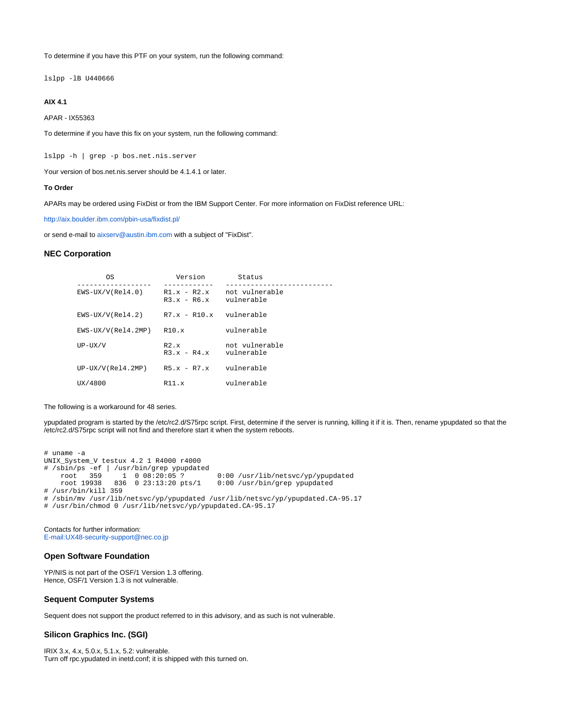To determine if you have this PTF on your system, run the following command:

```
lslpp -lB U440666
```

**AIX 4.1**

APAR - IX55363

To determine if you have this fix on your system, run the following command:

```
lslpp -h | grep -p bos.net.nis.server
```

Your version of bos.net.nis.server should be 4.1.4.1 or later.

**To Order**

APARs may be ordered using FixDist or from the IBM Support Center. For more information on FixDist reference URL:

http://aix.boulder.ibm.com/pbin-usa/fixdist.pl/

or send e-mail to aixserv@austin.ibm.com with a subject of "FixDist".

### NEC Corporation

```
        OS               Version         Status
------------------    ------------    --------------------------
EWS-UX/V(Rel4.0)      R1.x - R2.x     not vulnerable
                      R3.x - R6.x     vulnerable

EWS-UX/V(Rel4.2)      R7.x - R10.x    vulnerable

EWS-UX/V(Rel4.2MP)    R10.x           vulnerable

UP-UX/V               R2.x            not vulnerable
                      R3.x - R4.x     vulnerable

UP-UX/V(Rel4.2MP)     R5.x - R7.x     vulnerable

UX/4800               R11.x           vulnerable
```

The following is a workaround for 48 series.

ypupdated program is started by the /etc/rc2.d/S75rpc script. First, determine if the server is running, killing it if it is. Then, rename ypupdated so that the /etc/rc2.d/S75rpc script will not find and therefore start it when the system reboots.

```
# uname -a
UNIX_System_V testux 4.2 1 R4000 r4000
# /sbin/ps -ef | /usr/bin/grep ypupdated
    root   359     1  0 08:20:05 ?        0:00 /usr/lib/netsvc/yp/ypupdated
    root 19938   836  0 23:13:20 pts/1    0:00 /usr/bin/grep ypupdated
# /usr/bin/kill 359
# /sbin/mv /usr/lib/netsvc/yp/ypupdated /usr/lib/netsvc/yp/ypupdated.CA-95.17
# /usr/bin/chmod 0 /usr/lib/netsvc/yp/ypupdated.CA-95.17
```

Contacts for further information:
E-mail:UX48-security-support@nec.co.jp

### Open Software Foundation

YP/NIS is not part of the OSF/1 Version 1.3 offering.
Hence, OSF/1 Version 1.3 is not vulnerable.

### Sequent Computer Systems

Sequent does not support the product referred to in this advisory, and as such is not vulnerable.

### Silicon Graphics Inc. (SGI)

IRIX 3.x, 4.x, 5.0.x, 5.1.x, 5.2: vulnerable.
Turn off rpc.ypudated in inetd.conf; it is shipped with this turned on.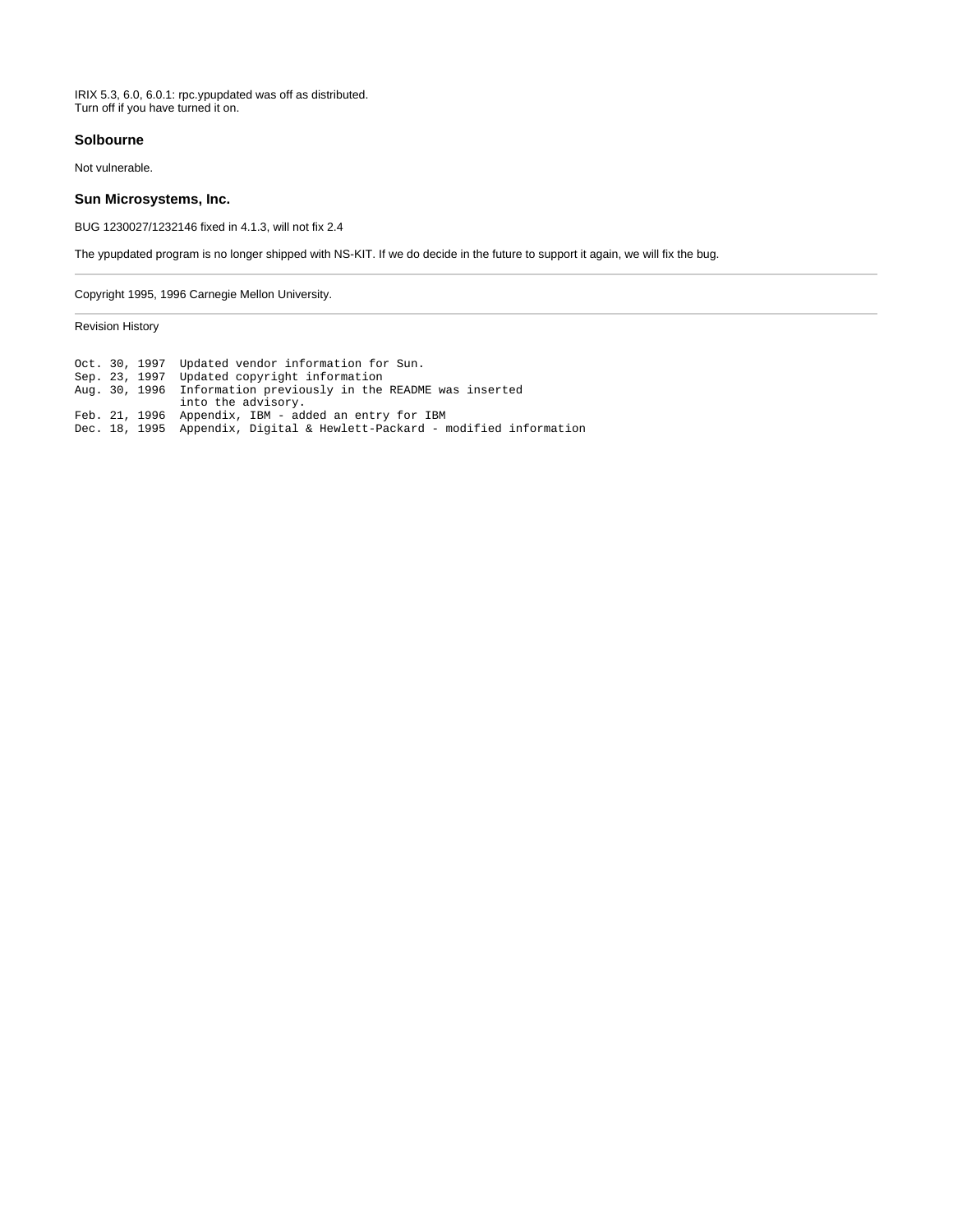IRIX 5.3, 6.0, 6.0.1: rpc.ypupdated was off as distributed.
Turn off if you have turned it on.

### Solbourne

Not vulnerable.

### Sun Microsystems, Inc.

BUG 1230027/1232146 fixed in 4.1.3, will not fix 2.4

The ypupdated program is no longer shipped with NS-KIT. If we do decide in the future to support it again, we will fix the bug.

---

Copyright 1995, 1996 Carnegie Mellon University.

---

Revision History

```
Oct. 30, 1997  Updated vendor information for Sun.
Sep. 23, 1997  Updated copyright information
Aug. 30, 1996  Information previously in the README was inserted
               into the advisory.
Feb. 21, 1996  Appendix, IBM - added an entry for IBM
Dec. 18, 1995  Appendix, Digital & Hewlett-Packard - modified information
```